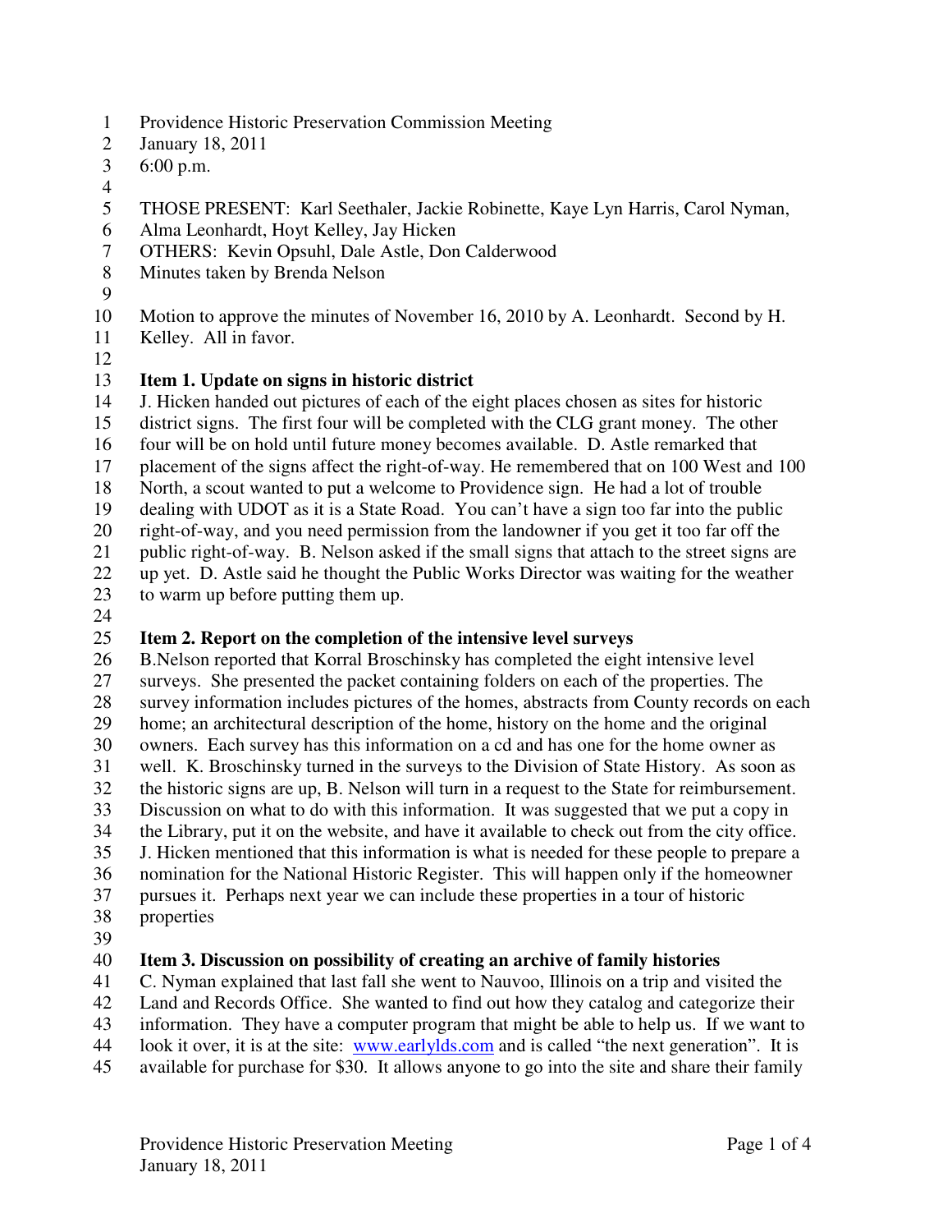Providence Historic Preservation Commission Meeting
January 18, 2011
6:00 p.m.

THOSE PRESENT: Karl Seethaler, Jackie Robinette, Kaye Lyn Harris, Carol Nyman, Alma Leonhardt, Hoyt Kelley, Jay Hicken
OTHERS: Kevin Opsuhl, Dale Astle, Don Calderwood
Minutes taken by Brenda Nelson

Motion to approve the minutes of November 16, 2010 by A. Leonhardt. Second by H. Kelley. All in favor.

**Item 1. Update on signs in historic district**
J. Hicken handed out pictures of each of the eight places chosen as sites for historic district signs. The first four will be completed with the CLG grant money. The other four will be on hold until future money becomes available. D. Astle remarked that placement of the signs affect the right-of-way. He remembered that on 100 West and 100 North, a scout wanted to put a welcome to Providence sign. He had a lot of trouble dealing with UDOT as it is a State Road. You can't have a sign too far into the public right-of-way, and you need permission from the landowner if you get it too far off the public right-of-way. B. Nelson asked if the small signs that attach to the street signs are up yet. D. Astle said he thought the Public Works Director was waiting for the weather to warm up before putting them up.

**Item 2. Report on the completion of the intensive level surveys**
B.Nelson reported that Korral Broschinsky has completed the eight intensive level surveys. She presented the packet containing folders on each of the properties. The survey information includes pictures of the homes, abstracts from County records on each home; an architectural description of the home, history on the home and the original owners. Each survey has this information on a cd and has one for the home owner as well. K. Broschinsky turned in the surveys to the Division of State History. As soon as the historic signs are up, B. Nelson will turn in a request to the State for reimbursement. Discussion on what to do with this information. It was suggested that we put a copy in the Library, put it on the website, and have it available to check out from the city office. J. Hicken mentioned that this information is what is needed for these people to prepare a nomination for the National Historic Register. This will happen only if the homeowner pursues it. Perhaps next year we can include these properties in a tour of historic properties

**Item 3. Discussion on possibility of creating an archive of family histories**
C. Nyman explained that last fall she went to Nauvoo, Illinois on a trip and visited the Land and Records Office. She wanted to find out how they catalog and categorize their information. They have a computer program that might be able to help us. If we want to look it over, it is at the site: www.earlylds.com and is called "the next generation". It is available for purchase for $30. It allows anyone to go into the site and share their family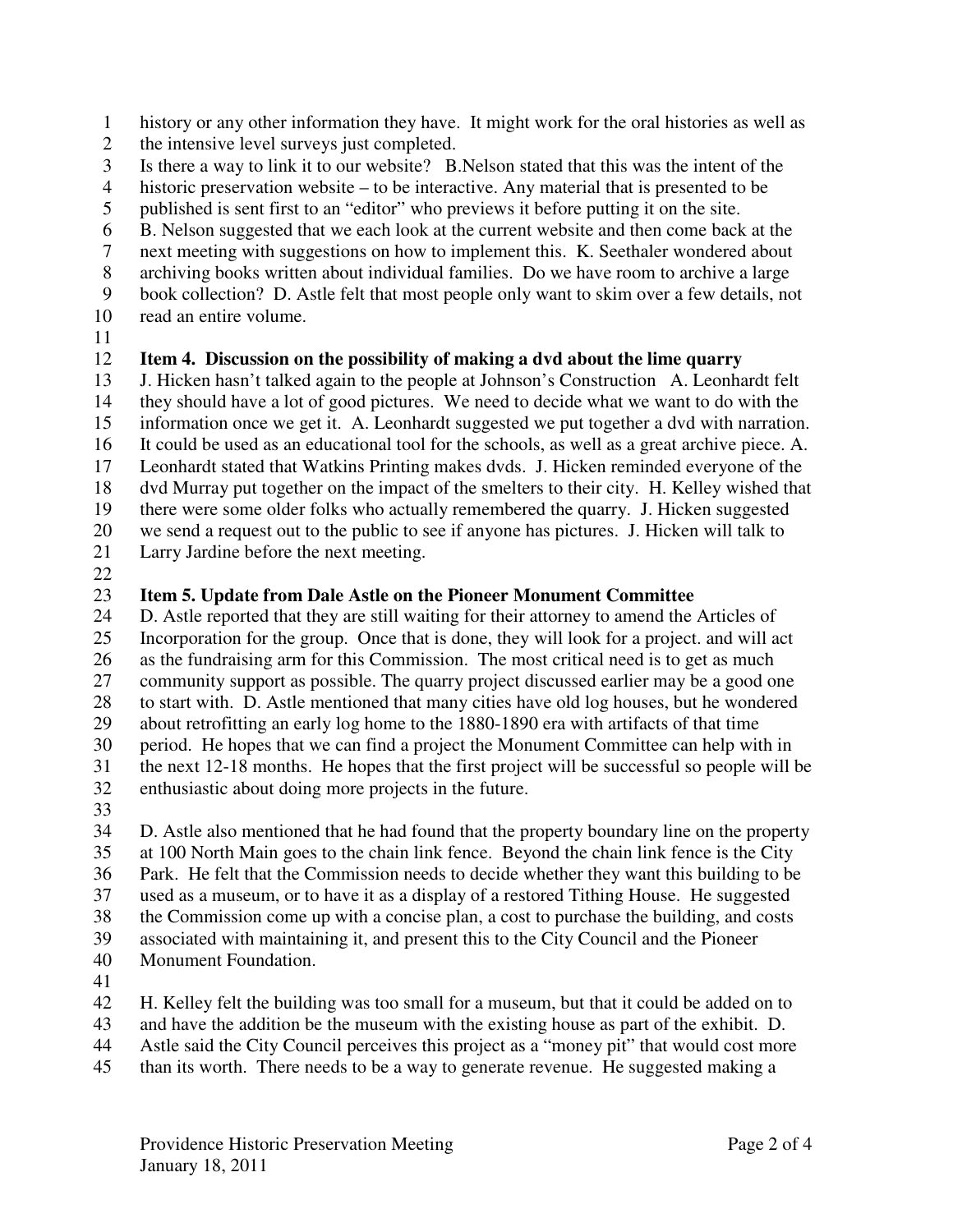history or any other information they have. It might work for the oral histories as well as the intensive level surveys just completed.
Is there a way to link it to our website? B.Nelson stated that this was the intent of the historic preservation website – to be interactive. Any material that is presented to be published is sent first to an "editor" who previews it before putting it on the site.
B. Nelson suggested that we each look at the current website and then come back at the next meeting with suggestions on how to implement this. K. Seethaler wondered about archiving books written about individual families. Do we have room to archive a large book collection? D. Astle felt that most people only want to skim over a few details, not read an entire volume.

**Item 4. Discussion on the possibility of making a dvd about the lime quarry**
J. Hicken hasn't talked again to the people at Johnson's Construction A. Leonhardt felt they should have a lot of good pictures. We need to decide what we want to do with the information once we get it. A. Leonhardt suggested we put together a dvd with narration. It could be used as an educational tool for the schools, as well as a great archive piece. A. Leonhardt stated that Watkins Printing makes dvds. J. Hicken reminded everyone of the dvd Murray put together on the impact of the smelters to their city. H. Kelley wished that there were some older folks who actually remembered the quarry. J. Hicken suggested we send a request out to the public to see if anyone has pictures. J. Hicken will talk to Larry Jardine before the next meeting.

**Item 5. Update from Dale Astle on the Pioneer Monument Committee**
D. Astle reported that they are still waiting for their attorney to amend the Articles of Incorporation for the group. Once that is done, they will look for a project. and will act as the fundraising arm for this Commission. The most critical need is to get as much community support as possible. The quarry project discussed earlier may be a good one to start with. D. Astle mentioned that many cities have old log houses, but he wondered about retrofitting an early log home to the 1880-1890 era with artifacts of that time period. He hopes that we can find a project the Monument Committee can help with in the next 12-18 months. He hopes that the first project will be successful so people will be enthusiastic about doing more projects in the future.

D. Astle also mentioned that he had found that the property boundary line on the property at 100 North Main goes to the chain link fence. Beyond the chain link fence is the City Park. He felt that the Commission needs to decide whether they want this building to be used as a museum, or to have it as a display of a restored Tithing House. He suggested the Commission come up with a concise plan, a cost to purchase the building, and costs associated with maintaining it, and present this to the City Council and the Pioneer Monument Foundation.

H. Kelley felt the building was too small for a museum, but that it could be added on to and have the addition be the museum with the existing house as part of the exhibit. D. Astle said the City Council perceives this project as a "money pit" that would cost more than its worth. There needs to be a way to generate revenue. He suggested making a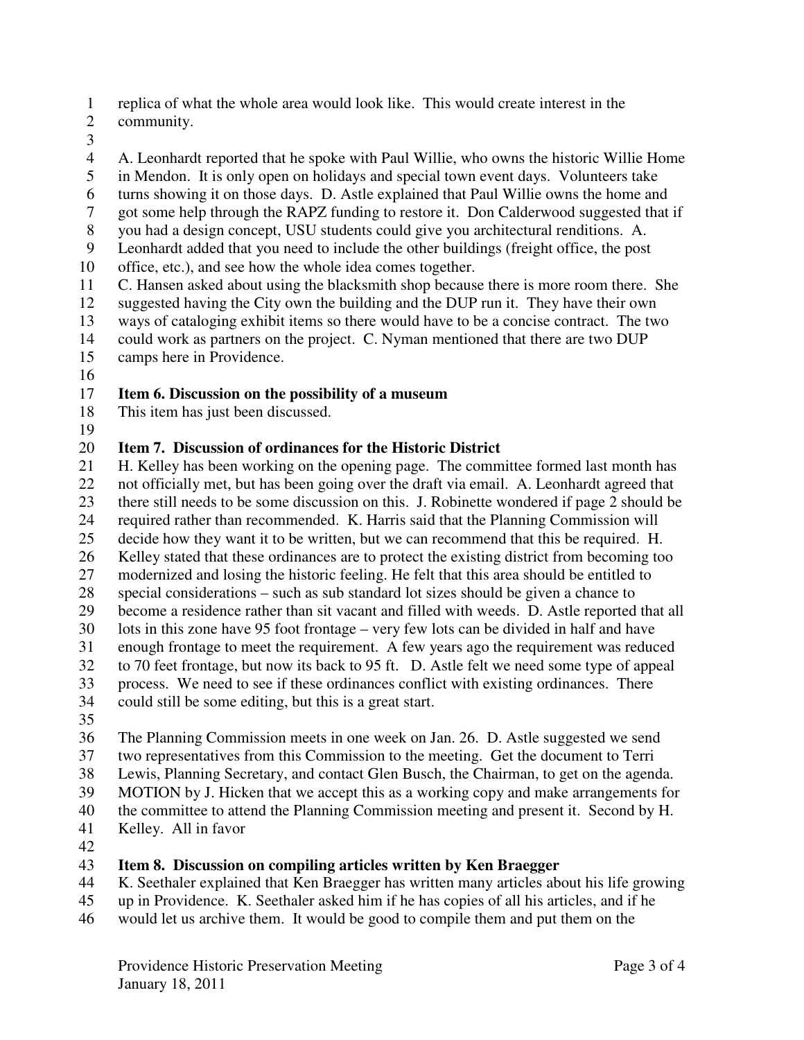replica of what the whole area would look like. This would create interest in the community.

A. Leonhardt reported that he spoke with Paul Willie, who owns the historic Willie Home in Mendon. It is only open on holidays and special town event days. Volunteers take turns showing it on those days. D. Astle explained that Paul Willie owns the home and got some help through the RAPZ funding to restore it. Don Calderwood suggested that if you had a design concept, USU students could give you architectural renditions. A. Leonhardt added that you need to include the other buildings (freight office, the post office, etc.), and see how the whole idea comes together.
C. Hansen asked about using the blacksmith shop because there is more room there. She suggested having the City own the building and the DUP run it. They have their own ways of cataloging exhibit items so there would have to be a concise contract. The two could work as partners on the project. C. Nyman mentioned that there are two DUP camps here in Providence.

**Item 6. Discussion on the possibility of a museum**
This item has just been discussed.

**Item 7. Discussion of ordinances for the Historic District**
H. Kelley has been working on the opening page. The committee formed last month has not officially met, but has been going over the draft via email. A. Leonhardt agreed that there still needs to be some discussion on this. J. Robinette wondered if page 2 should be required rather than recommended. K. Harris said that the Planning Commission will decide how they want it to be written, but we can recommend that this be required. H. Kelley stated that these ordinances are to protect the existing district from becoming too modernized and losing the historic feeling. He felt that this area should be entitled to special considerations – such as sub standard lot sizes should be given a chance to become a residence rather than sit vacant and filled with weeds. D. Astle reported that all lots in this zone have 95 foot frontage – very few lots can be divided in half and have enough frontage to meet the requirement. A few years ago the requirement was reduced to 70 feet frontage, but now its back to 95 ft. D. Astle felt we need some type of appeal process. We need to see if these ordinances conflict with existing ordinances. There could still be some editing, but this is a great start.

The Planning Commission meets in one week on Jan. 26. D. Astle suggested we send two representatives from this Commission to the meeting. Get the document to Terri Lewis, Planning Secretary, and contact Glen Busch, the Chairman, to get on the agenda.
MOTION by J. Hicken that we accept this as a working copy and make arrangements for the committee to attend the Planning Commission meeting and present it. Second by H. Kelley. All in favor

**Item 8. Discussion on compiling articles written by Ken Braegger**
K. Seethaler explained that Ken Braegger has written many articles about his life growing up in Providence. K. Seethaler asked him if he has copies of all his articles, and if he would let us archive them. It would be good to compile them and put them on the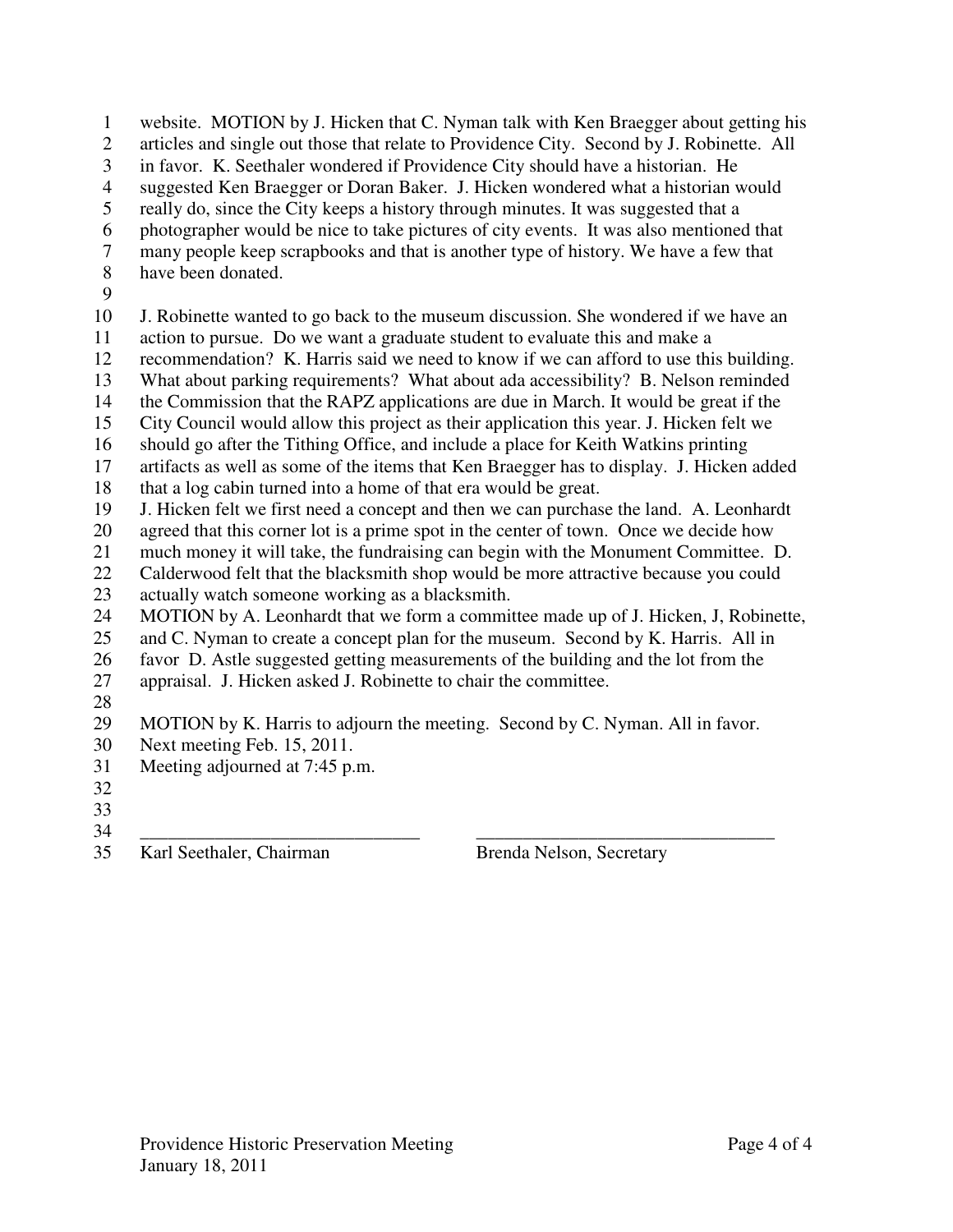website. MOTION by J. Hicken that C. Nyman talk with Ken Braegger about getting his articles and single out those that relate to Providence City. Second by J. Robinette. All in favor. K. Seethaler wondered if Providence City should have a historian. He suggested Ken Braegger or Doran Baker. J. Hicken wondered what a historian would really do, since the City keeps a history through minutes. It was suggested that a photographer would be nice to take pictures of city events. It was also mentioned that many people keep scrapbooks and that is another type of history. We have a few that have been donated.

J. Robinette wanted to go back to the museum discussion. She wondered if we have an action to pursue. Do we want a graduate student to evaluate this and make a recommendation? K. Harris said we need to know if we can afford to use this building. What about parking requirements? What about ada accessibility? B. Nelson reminded the Commission that the RAPZ applications are due in March. It would be great if the City Council would allow this project as their application this year. J. Hicken felt we should go after the Tithing Office, and include a place for Keith Watkins printing artifacts as well as some of the items that Ken Braegger has to display. J. Hicken added that a log cabin turned into a home of that era would be great.
J. Hicken felt we first need a concept and then we can purchase the land. A. Leonhardt agreed that this corner lot is a prime spot in the center of town. Once we decide how much money it will take, the fundraising can begin with the Monument Committee. D. Calderwood felt that the blacksmith shop would be more attractive because you could actually watch someone working as a blacksmith.
MOTION by A. Leonhardt that we form a committee made up of J. Hicken, J, Robinette, and C. Nyman to create a concept plan for the museum. Second by K. Harris. All in favor D. Astle suggested getting measurements of the building and the lot from the appraisal. J. Hicken asked J. Robinette to chair the committee.

MOTION by K. Harris to adjourn the meeting. Second by C. Nyman. All in favor.
Next meeting Feb. 15, 2011.
Meeting adjourned at 7:45 p.m.

_______________________________ _________________________________
Karl Seethaler, Chairman Brenda Nelson, Secretary